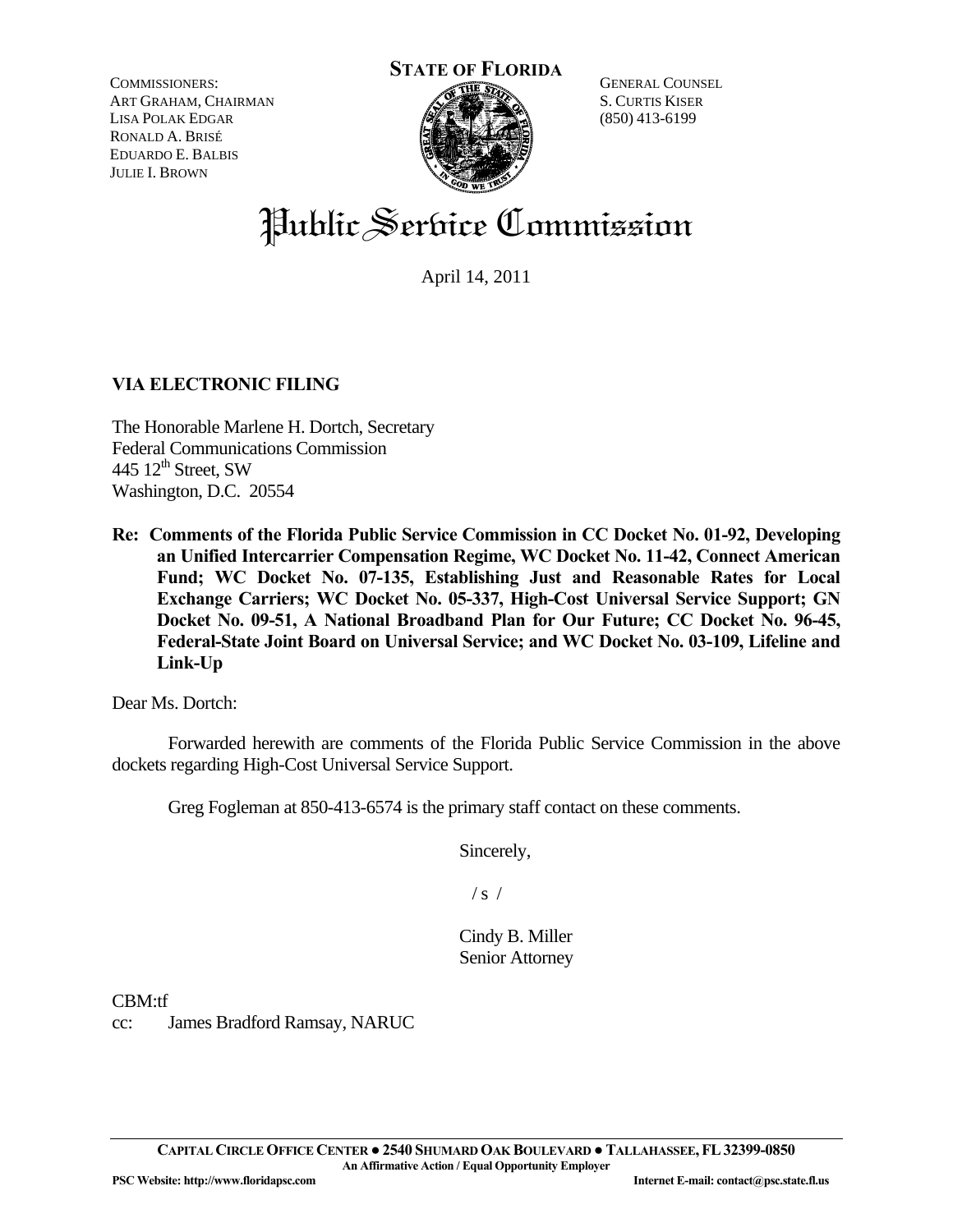COMMISSIONERS:
ART GRAHAM, CHAIRMAN
LISA POLAK EDGAR
RONALD A. BRISÉ
EDUARDO E. BALBIS
JULIE I. BROWN

**STATE OF FLORIDA**

GENERAL COUNSEL
S. CURTIS KISER
(850) 413-6199

# Public Service Commission

April 14, 2011

**VIA ELECTRONIC FILING**

The Honorable Marlene H. Dortch, Secretary
Federal Communications Commission
445 12th Street, SW
Washington, D.C. 20554

**Re: Comments of the Florida Public Service Commission in CC Docket No. 01-92, Developing an Unified Intercarrier Compensation Regime, WC Docket No. 11-42, Connect American Fund; WC Docket No. 07-135, Establishing Just and Reasonable Rates for Local Exchange Carriers; WC Docket No. 05-337, High-Cost Universal Service Support; GN Docket No. 09-51, A National Broadband Plan for Our Future; CC Docket No. 96-45, Federal-State Joint Board on Universal Service; and WC Docket No. 03-109, Lifeline and Link-Up**

Dear Ms. Dortch:

Forwarded herewith are comments of the Florida Public Service Commission in the above dockets regarding High-Cost Universal Service Support.

Greg Fogleman at 850-413-6574 is the primary staff contact on these comments.

Sincerely,

/ s /

Cindy B. Miller
Senior Attorney

CBM:tf
cc: James Bradford Ramsay, NARUC

CAPITAL CIRCLE OFFICE CENTER ● 2540 SHUMARD OAK BOULEVARD ● TALLAHASSEE, FL 32399-0850
An Affirmative Action / Equal Opportunity Employer
PSC Website: http://www.floridapsc.com Internet E-mail: contact@psc.state.fl.us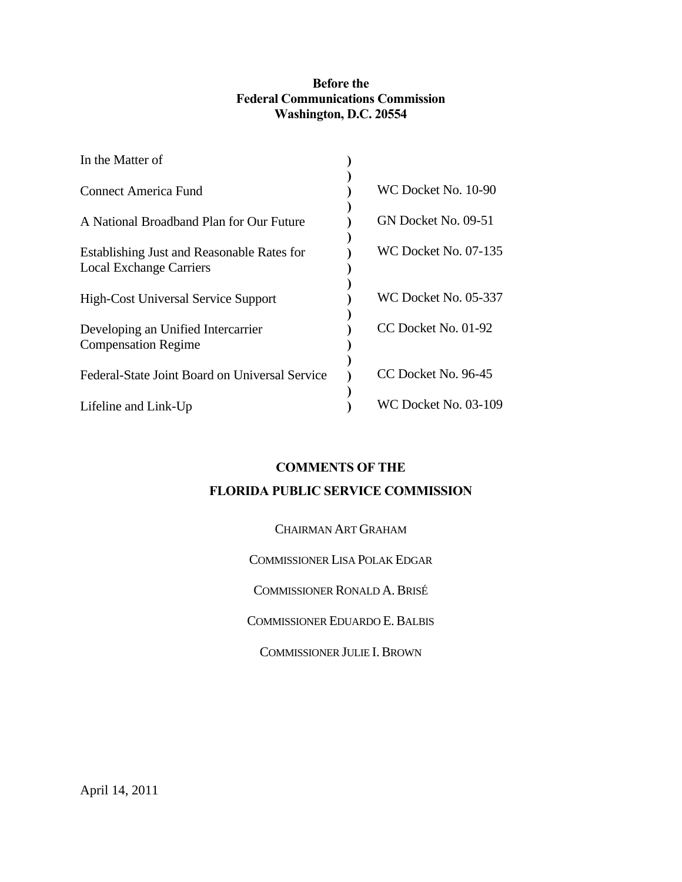**Before the**
**Federal Communications Commission**
**Washington, D.C. 20554**

| | | |
|---|---|---|
| In the Matter of | ) | |
| | ) | |
| Connect America Fund | ) | WC Docket No. 10-90 |
| | ) | |
| A National Broadband Plan for Our Future | ) | GN Docket No. 09-51 |
| | ) | |
| Establishing Just and Reasonable Rates for Local Exchange Carriers | ) | WC Docket No. 07-135 |
| | ) | |
| High-Cost Universal Service Support | ) | WC Docket No. 05-337 |
| | ) | |
| Developing an Unified Intercarrier Compensation Regime | ) | CC Docket No. 01-92 |
| | ) | |
| Federal-State Joint Board on Universal Service | ) | CC Docket No. 96-45 |
| | ) | |
| Lifeline and Link-Up | ) | WC Docket No. 03-109 |

**COMMENTS OF THE**

**FLORIDA PUBLIC SERVICE COMMISSION**

CHAIRMAN ART GRAHAM

COMMISSIONER LISA POLAK EDGAR

COMMISSIONER RONALD A. BRISÉ

COMMISSIONER EDUARDO E. BALBIS

COMMISSIONER JULIE I. BROWN

April 14, 2011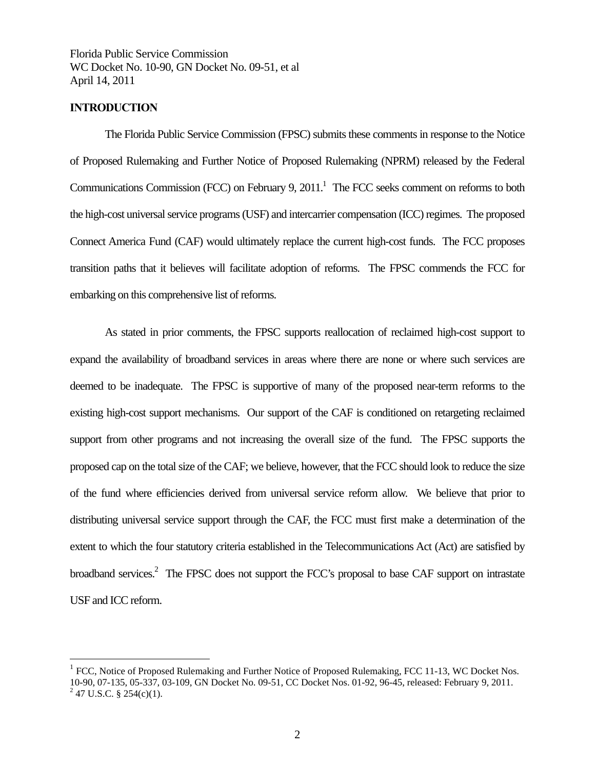Florida Public Service Commission
WC Docket No. 10-90, GN Docket No. 09-51, et al
April 14, 2011

**INTRODUCTION**

The Florida Public Service Commission (FPSC) submits these comments in response to the Notice of Proposed Rulemaking and Further Notice of Proposed Rulemaking (NPRM) released by the Federal Communications Commission (FCC) on February 9, 2011.[1] The FCC seeks comment on reforms to both the high-cost universal service programs (USF) and intercarrier compensation (ICC) regimes. The proposed Connect America Fund (CAF) would ultimately replace the current high-cost funds. The FCC proposes transition paths that it believes will facilitate adoption of reforms. The FPSC commends the FCC for embarking on this comprehensive list of reforms.

As stated in prior comments, the FPSC supports reallocation of reclaimed high-cost support to expand the availability of broadband services in areas where there are none or where such services are deemed to be inadequate. The FPSC is supportive of many of the proposed near-term reforms to the existing high-cost support mechanisms. Our support of the CAF is conditioned on retargeting reclaimed support from other programs and not increasing the overall size of the fund. The FPSC supports the proposed cap on the total size of the CAF; we believe, however, that the FCC should look to reduce the size of the fund where efficiencies derived from universal service reform allow. We believe that prior to distributing universal service support through the CAF, the FCC must first make a determination of the extent to which the four statutory criteria established in the Telecommunications Act (Act) are satisfied by broadband services.[2] The FPSC does not support the FCC's proposal to base CAF support on intrastate USF and ICC reform.

---

[1] FCC, Notice of Proposed Rulemaking and Further Notice of Proposed Rulemaking, FCC 11-13, WC Docket Nos. 10-90, 07-135, 05-337, 03-109, GN Docket No. 09-51, CC Docket Nos. 01-92, 96-45, released: February 9, 2011.

[2] 47 U.S.C. § 254(c)(1).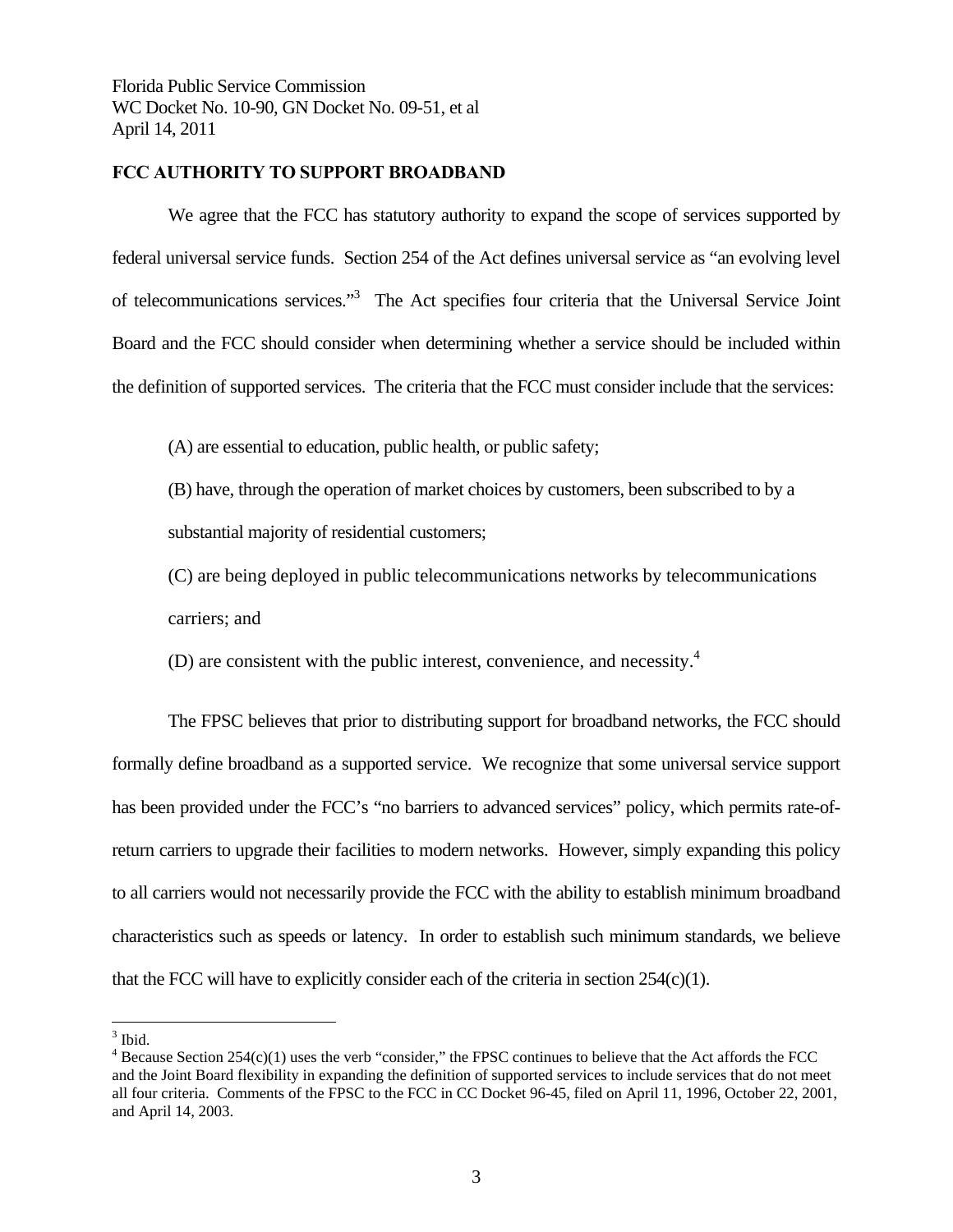Florida Public Service Commission
WC Docket No. 10-90, GN Docket No. 09-51, et al
April 14, 2011

**FCC AUTHORITY TO SUPPORT BROADBAND**

We agree that the FCC has statutory authority to expand the scope of services supported by federal universal service funds. Section 254 of the Act defines universal service as "an evolving level of telecommunications services."[3] The Act specifies four criteria that the Universal Service Joint Board and the FCC should consider when determining whether a service should be included within the definition of supported services. The criteria that the FCC must consider include that the services:

(A) are essential to education, public health, or public safety;

(B) have, through the operation of market choices by customers, been subscribed to by a substantial majority of residential customers;

(C) are being deployed in public telecommunications networks by telecommunications carriers; and

(D) are consistent with the public interest, convenience, and necessity.[4]

The FPSC believes that prior to distributing support for broadband networks, the FCC should formally define broadband as a supported service. We recognize that some universal service support has been provided under the FCC's "no barriers to advanced services" policy, which permits rate-of-return carriers to upgrade their facilities to modern networks. However, simply expanding this policy to all carriers would not necessarily provide the FCC with the ability to establish minimum broadband characteristics such as speeds or latency. In order to establish such minimum standards, we believe that the FCC will have to explicitly consider each of the criteria in section 254(c)(1).

---

[3] Ibid.

[4] Because Section 254(c)(1) uses the verb "consider," the FPSC continues to believe that the Act affords the FCC and the Joint Board flexibility in expanding the definition of supported services to include services that do not meet all four criteria. Comments of the FPSC to the FCC in CC Docket 96-45, filed on April 11, 1996, October 22, 2001, and April 14, 2003.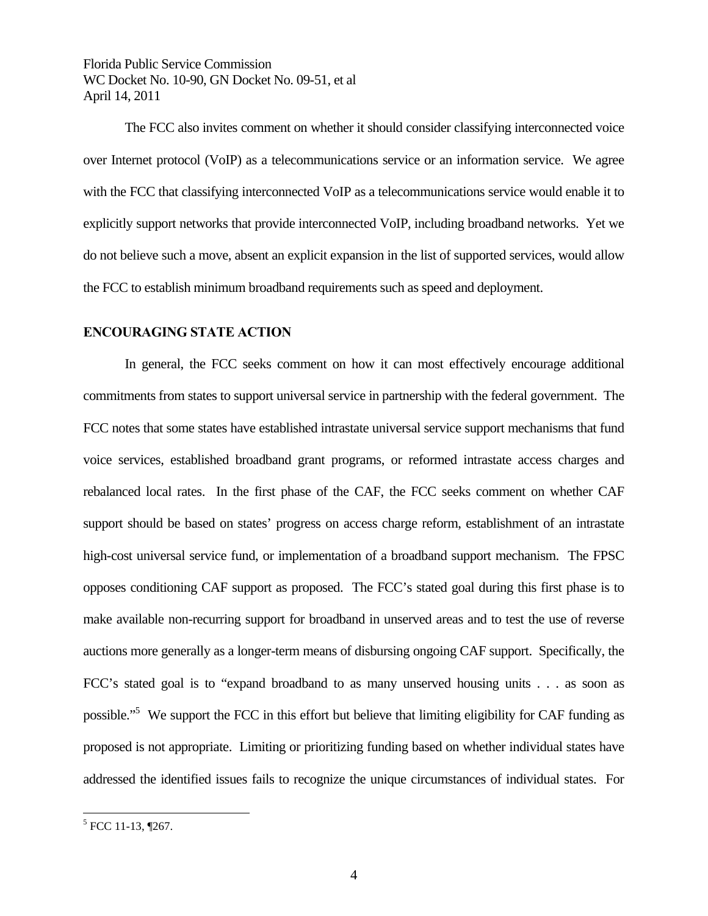The FCC also invites comment on whether it should consider classifying interconnected voice over Internet protocol (VoIP) as a telecommunications service or an information service. We agree with the FCC that classifying interconnected VoIP as a telecommunications service would enable it to explicitly support networks that provide interconnected VoIP, including broadband networks. Yet we do not believe such a move, absent an explicit expansion in the list of supported services, would allow the FCC to establish minimum broadband requirements such as speed and deployment.

## ENCOURAGING STATE ACTION

In general, the FCC seeks comment on how it can most effectively encourage additional commitments from states to support universal service in partnership with the federal government. The FCC notes that some states have established intrastate universal service support mechanisms that fund voice services, established broadband grant programs, or reformed intrastate access charges and rebalanced local rates. In the first phase of the CAF, the FCC seeks comment on whether CAF support should be based on states' progress on access charge reform, establishment of an intrastate high-cost universal service fund, or implementation of a broadband support mechanism. The FPSC opposes conditioning CAF support as proposed. The FCC's stated goal during this first phase is to make available non-recurring support for broadband in unserved areas and to test the use of reverse auctions more generally as a longer-term means of disbursing ongoing CAF support. Specifically, the FCC's stated goal is to "expand broadband to as many unserved housing units . . . as soon as possible."[5] We support the FCC in this effort but believe that limiting eligibility for CAF funding as proposed is not appropriate. Limiting or prioritizing funding based on whether individual states have addressed the identified issues fails to recognize the unique circumstances of individual states. For

[5] FCC 11-13, ¶267.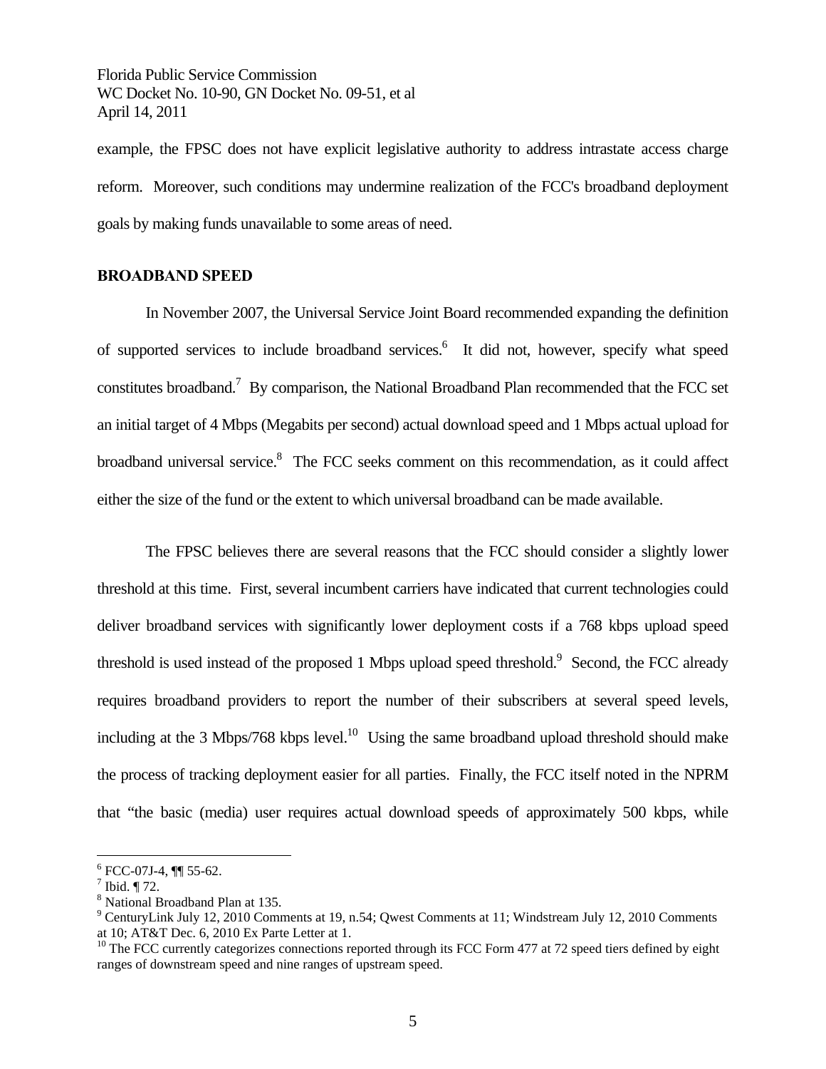example, the FPSC does not have explicit legislative authority to address intrastate access charge reform. Moreover, such conditions may undermine realization of the FCC's broadband deployment goals by making funds unavailable to some areas of need.

**BROADBAND SPEED**

In November 2007, the Universal Service Joint Board recommended expanding the definition of supported services to include broadband services.[6] It did not, however, specify what speed constitutes broadband.[7] By comparison, the National Broadband Plan recommended that the FCC set an initial target of 4 Mbps (Megabits per second) actual download speed and 1 Mbps actual upload for broadband universal service.[8] The FCC seeks comment on this recommendation, as it could affect either the size of the fund or the extent to which universal broadband can be made available.

The FPSC believes there are several reasons that the FCC should consider a slightly lower threshold at this time. First, several incumbent carriers have indicated that current technologies could deliver broadband services with significantly lower deployment costs if a 768 kbps upload speed threshold is used instead of the proposed 1 Mbps upload speed threshold.[9] Second, the FCC already requires broadband providers to report the number of their subscribers at several speed levels, including at the 3 Mbps/768 kbps level.[10] Using the same broadband upload threshold should make the process of tracking deployment easier for all parties. Finally, the FCC itself noted in the NPRM that "the basic (media) user requires actual download speeds of approximately 500 kbps, while

---

[6] FCC-07J-4, ¶¶ 55-62.

[7] Ibid. ¶ 72.

[8] National Broadband Plan at 135.

[9] CenturyLink July 12, 2010 Comments at 19, n.54; Qwest Comments at 11; Windstream July 12, 2010 Comments at 10; AT&T Dec. 6, 2010 Ex Parte Letter at 1.

[10] The FCC currently categorizes connections reported through its FCC Form 477 at 72 speed tiers defined by eight ranges of downstream speed and nine ranges of upstream speed.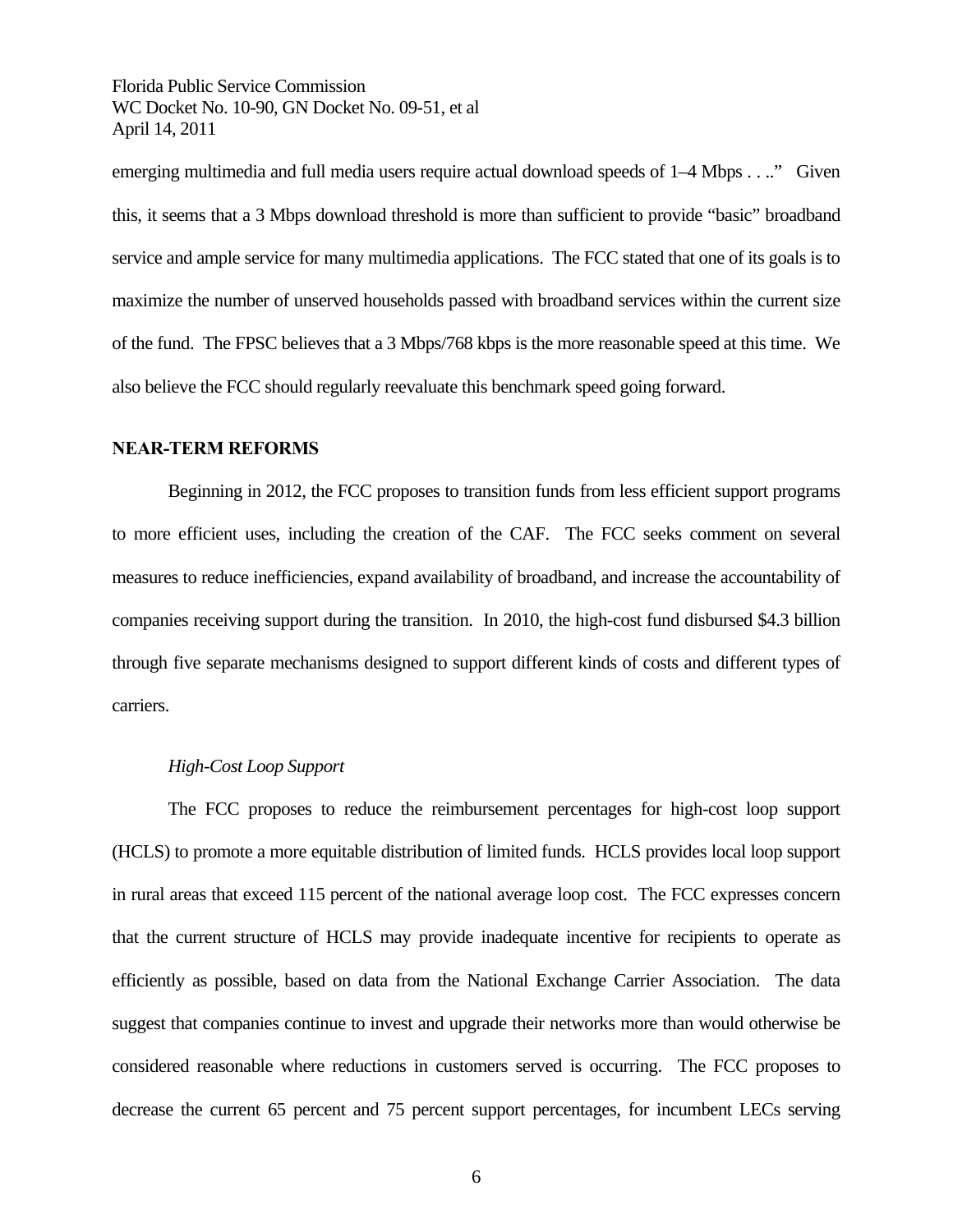emerging multimedia and full media users require actual download speeds of 1–4 Mbps . . .." Given this, it seems that a 3 Mbps download threshold is more than sufficient to provide "basic" broadband service and ample service for many multimedia applications. The FCC stated that one of its goals is to maximize the number of unserved households passed with broadband services within the current size of the fund. The FPSC believes that a 3 Mbps/768 kbps is the more reasonable speed at this time. We also believe the FCC should regularly reevaluate this benchmark speed going forward.

**NEAR-TERM REFORMS**

Beginning in 2012, the FCC proposes to transition funds from less efficient support programs to more efficient uses, including the creation of the CAF. The FCC seeks comment on several measures to reduce inefficiencies, expand availability of broadband, and increase the accountability of companies receiving support during the transition. In 2010, the high-cost fund disbursed $4.3 billion through five separate mechanisms designed to support different kinds of costs and different types of carriers.

*High-Cost Loop Support*

The FCC proposes to reduce the reimbursement percentages for high-cost loop support (HCLS) to promote a more equitable distribution of limited funds. HCLS provides local loop support in rural areas that exceed 115 percent of the national average loop cost. The FCC expresses concern that the current structure of HCLS may provide inadequate incentive for recipients to operate as efficiently as possible, based on data from the National Exchange Carrier Association. The data suggest that companies continue to invest and upgrade their networks more than would otherwise be considered reasonable where reductions in customers served is occurring. The FCC proposes to decrease the current 65 percent and 75 percent support percentages, for incumbent LECs serving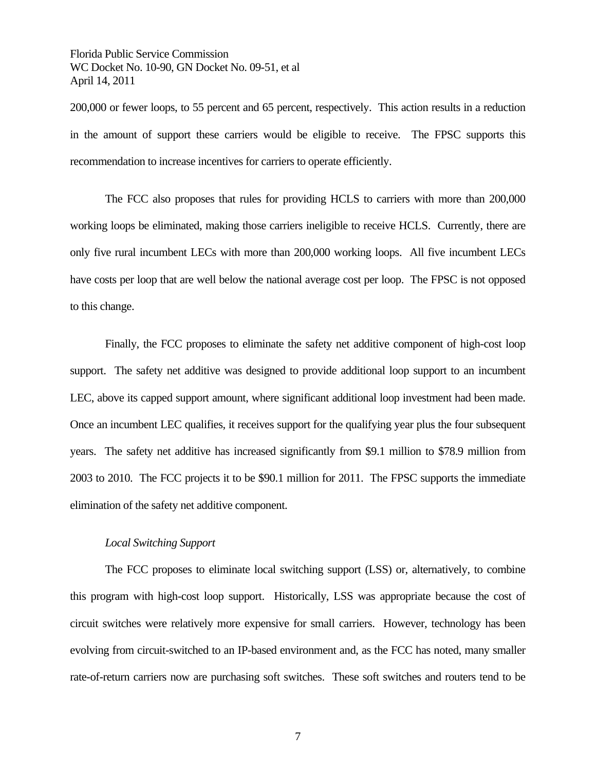200,000 or fewer loops, to 55 percent and 65 percent, respectively. This action results in a reduction in the amount of support these carriers would be eligible to receive. The FPSC supports this recommendation to increase incentives for carriers to operate efficiently.

The FCC also proposes that rules for providing HCLS to carriers with more than 200,000 working loops be eliminated, making those carriers ineligible to receive HCLS. Currently, there are only five rural incumbent LECs with more than 200,000 working loops. All five incumbent LECs have costs per loop that are well below the national average cost per loop. The FPSC is not opposed to this change.

Finally, the FCC proposes to eliminate the safety net additive component of high-cost loop support. The safety net additive was designed to provide additional loop support to an incumbent LEC, above its capped support amount, where significant additional loop investment had been made. Once an incumbent LEC qualifies, it receives support for the qualifying year plus the four subsequent years. The safety net additive has increased significantly from $9.1 million to $78.9 million from 2003 to 2010. The FCC projects it to be $90.1 million for 2011. The FPSC supports the immediate elimination of the safety net additive component.

*Local Switching Support*

The FCC proposes to eliminate local switching support (LSS) or, alternatively, to combine this program with high-cost loop support. Historically, LSS was appropriate because the cost of circuit switches were relatively more expensive for small carriers. However, technology has been evolving from circuit-switched to an IP-based environment and, as the FCC has noted, many smaller rate-of-return carriers now are purchasing soft switches. These soft switches and routers tend to be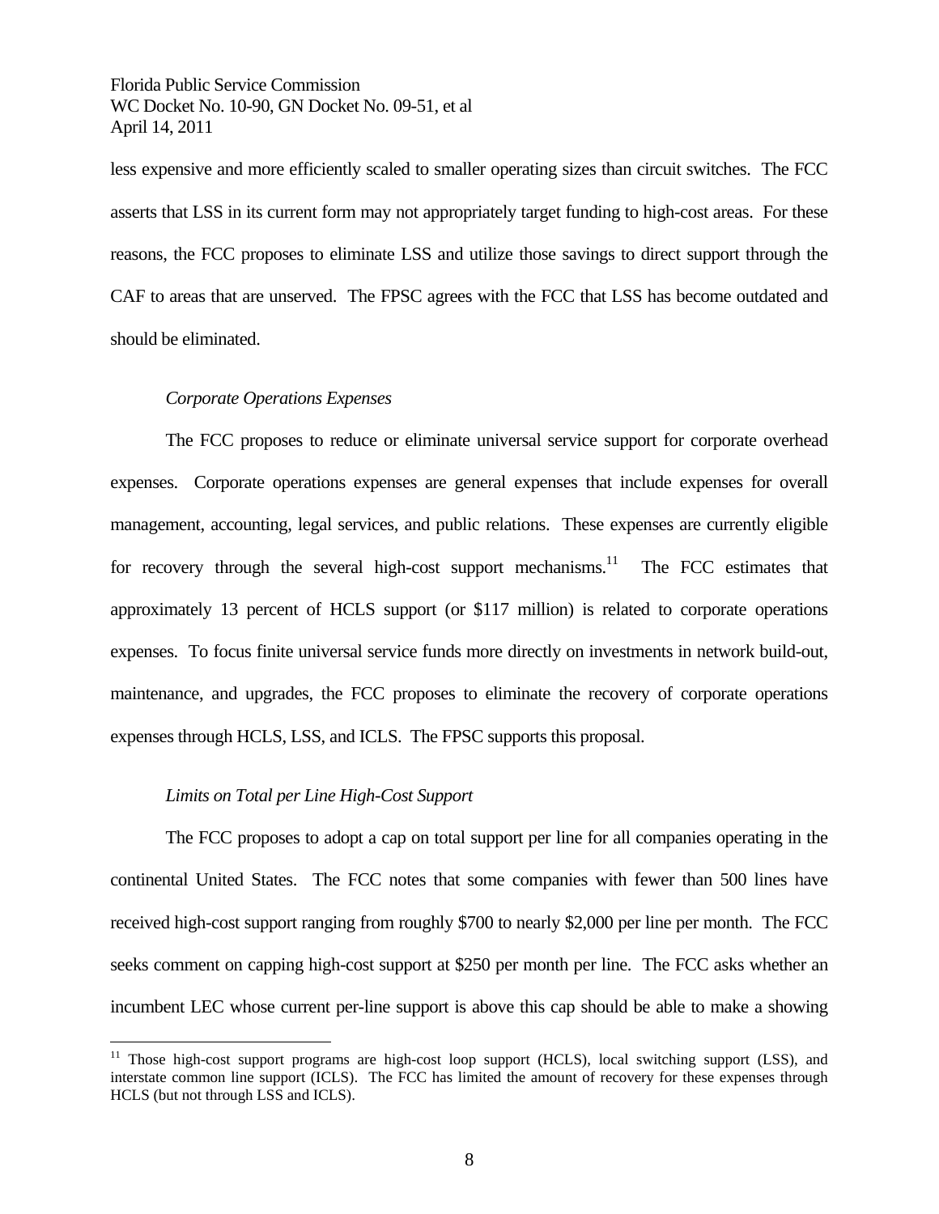less expensive and more efficiently scaled to smaller operating sizes than circuit switches. The FCC asserts that LSS in its current form may not appropriately target funding to high-cost areas. For these reasons, the FCC proposes to eliminate LSS and utilize those savings to direct support through the CAF to areas that are unserved. The FPSC agrees with the FCC that LSS has become outdated and should be eliminated.

*Corporate Operations Expenses*

The FCC proposes to reduce or eliminate universal service support for corporate overhead expenses. Corporate operations expenses are general expenses that include expenses for overall management, accounting, legal services, and public relations. These expenses are currently eligible for recovery through the several high-cost support mechanisms.[11] The FCC estimates that approximately 13 percent of HCLS support (or $117 million) is related to corporate operations expenses. To focus finite universal service funds more directly on investments in network build-out, maintenance, and upgrades, the FCC proposes to eliminate the recovery of corporate operations expenses through HCLS, LSS, and ICLS. The FPSC supports this proposal.

*Limits on Total per Line High-Cost Support*

The FCC proposes to adopt a cap on total support per line for all companies operating in the continental United States. The FCC notes that some companies with fewer than 500 lines have received high-cost support ranging from roughly $700 to nearly $2,000 per line per month. The FCC seeks comment on capping high-cost support at $250 per month per line. The FCC asks whether an incumbent LEC whose current per-line support is above this cap should be able to make a showing

---

[11] Those high-cost support programs are high-cost loop support (HCLS), local switching support (LSS), and interstate common line support (ICLS). The FCC has limited the amount of recovery for these expenses through HCLS (but not through LSS and ICLS).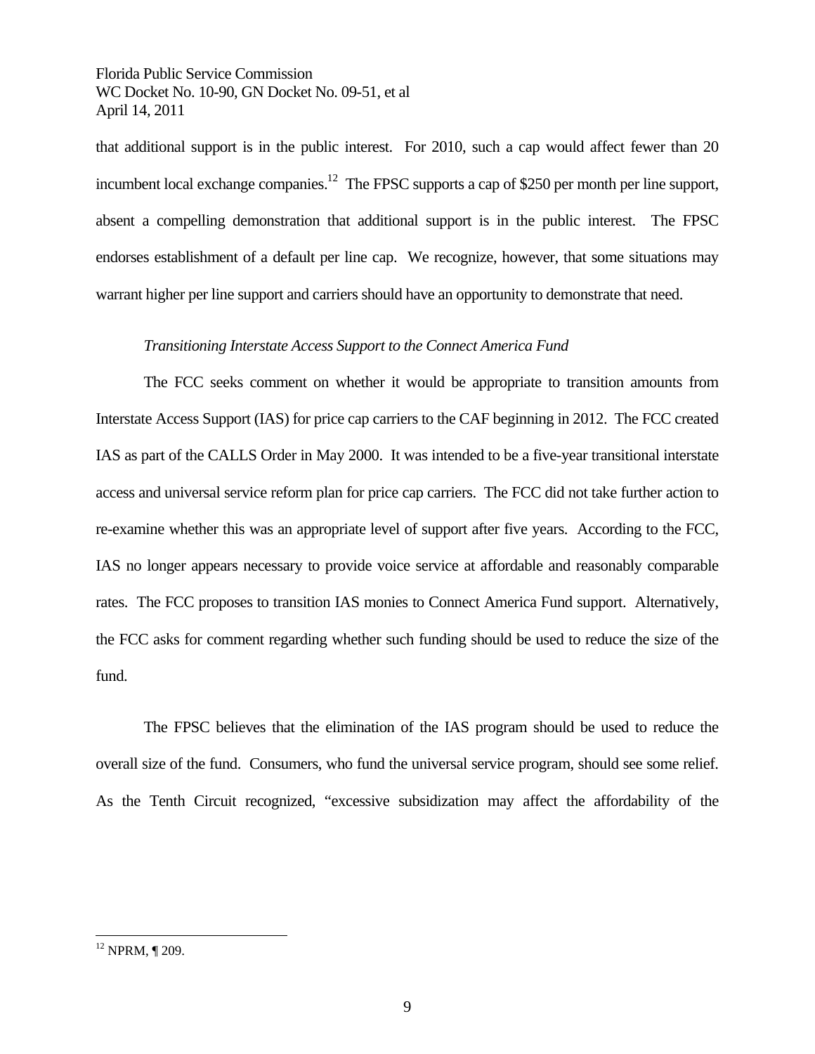that additional support is in the public interest. For 2010, such a cap would affect fewer than 20 incumbent local exchange companies.[12] The FPSC supports a cap of $250 per month per line support, absent a compelling demonstration that additional support is in the public interest. The FPSC endorses establishment of a default per line cap. We recognize, however, that some situations may warrant higher per line support and carriers should have an opportunity to demonstrate that need.

*Transitioning Interstate Access Support to the Connect America Fund*

The FCC seeks comment on whether it would be appropriate to transition amounts from Interstate Access Support (IAS) for price cap carriers to the CAF beginning in 2012. The FCC created IAS as part of the CALLS Order in May 2000. It was intended to be a five-year transitional interstate access and universal service reform plan for price cap carriers. The FCC did not take further action to re-examine whether this was an appropriate level of support after five years. According to the FCC, IAS no longer appears necessary to provide voice service at affordable and reasonably comparable rates. The FCC proposes to transition IAS monies to Connect America Fund support. Alternatively, the FCC asks for comment regarding whether such funding should be used to reduce the size of the fund.

The FPSC believes that the elimination of the IAS program should be used to reduce the overall size of the fund. Consumers, who fund the universal service program, should see some relief. As the Tenth Circuit recognized, "excessive subsidization may affect the affordability of the

[12] NPRM, ¶ 209.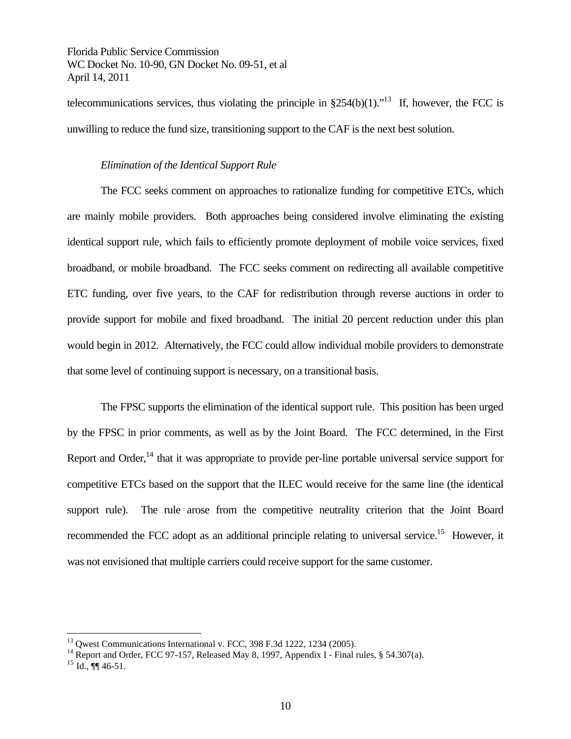telecommunications services, thus violating the principle in §254(b)(1)."[13] If, however, the FCC is unwilling to reduce the fund size, transitioning support to the CAF is the next best solution.

*Elimination of the Identical Support Rule*

The FCC seeks comment on approaches to rationalize funding for competitive ETCs, which are mainly mobile providers. Both approaches being considered involve eliminating the existing identical support rule, which fails to efficiently promote deployment of mobile voice services, fixed broadband, or mobile broadband. The FCC seeks comment on redirecting all available competitive ETC funding, over five years, to the CAF for redistribution through reverse auctions in order to provide support for mobile and fixed broadband. The initial 20 percent reduction under this plan would begin in 2012. Alternatively, the FCC could allow individual mobile providers to demonstrate that some level of continuing support is necessary, on a transitional basis.

The FPSC supports the elimination of the identical support rule. This position has been urged by the FPSC in prior comments, as well as by the Joint Board. The FCC determined, in the First Report and Order,[14] that it was appropriate to provide per-line portable universal service support for competitive ETCs based on the support that the ILEC would receive for the same line (the identical support rule). The rule arose from the competitive neutrality criterion that the Joint Board recommended the FCC adopt as an additional principle relating to universal service.[15] However, it was not envisioned that multiple carriers could receive support for the same customer.

---

[13] Qwest Communications International v. FCC, 398 F.3d 1222, 1234 (2005).

[14] Report and Order, FCC 97-157, Released May 8, 1997, Appendix I - Final rules, § 54.307(a).

[15] Id., ¶¶ 46-51.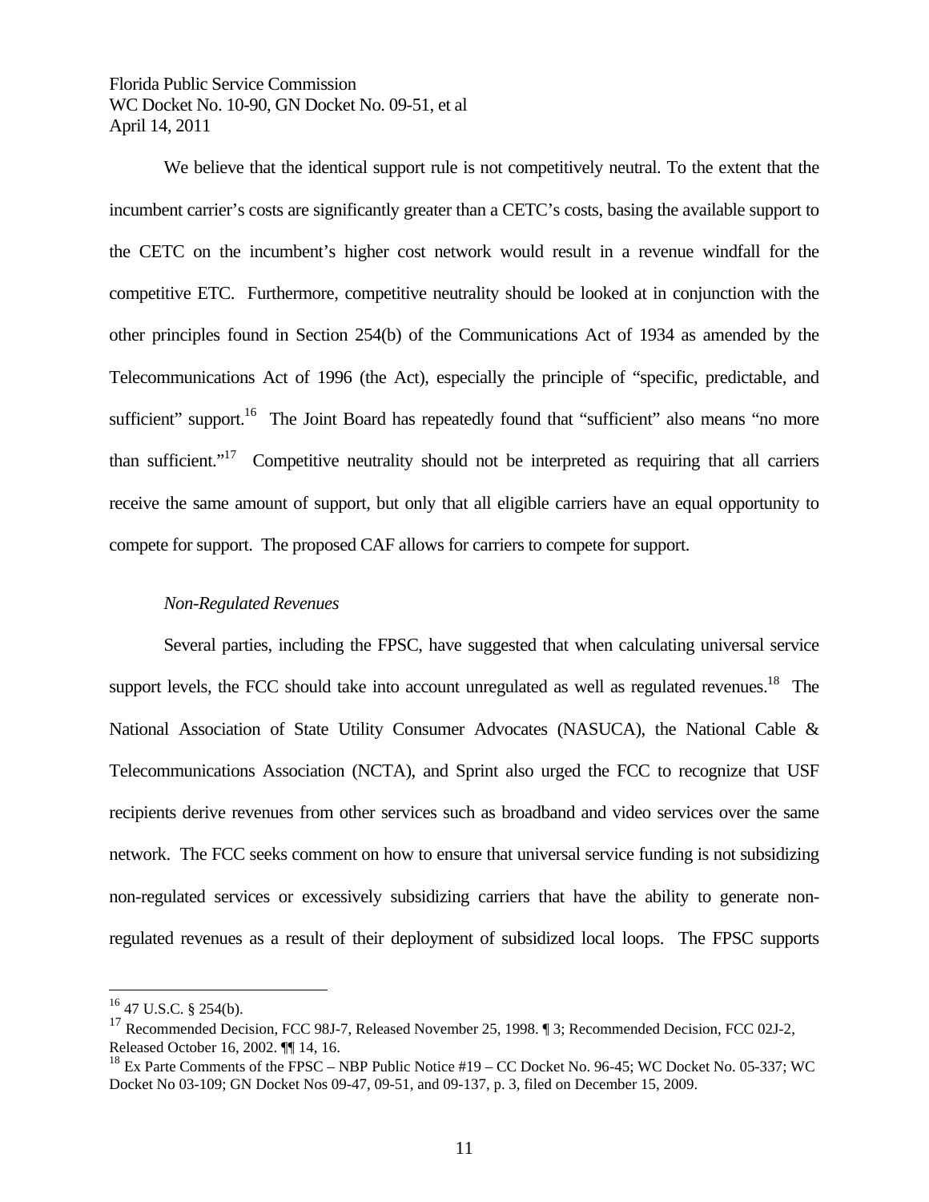We believe that the identical support rule is not competitively neutral. To the extent that the incumbent carrier's costs are significantly greater than a CETC's costs, basing the available support to the CETC on the incumbent's higher cost network would result in a revenue windfall for the competitive ETC. Furthermore, competitive neutrality should be looked at in conjunction with the other principles found in Section 254(b) of the Communications Act of 1934 as amended by the Telecommunications Act of 1996 (the Act), especially the principle of "specific, predictable, and sufficient" support.[16] The Joint Board has repeatedly found that "sufficient" also means "no more than sufficient."[17] Competitive neutrality should not be interpreted as requiring that all carriers receive the same amount of support, but only that all eligible carriers have an equal opportunity to compete for support. The proposed CAF allows for carriers to compete for support.

*Non-Regulated Revenues*

Several parties, including the FPSC, have suggested that when calculating universal service support levels, the FCC should take into account unregulated as well as regulated revenues.[18] The National Association of State Utility Consumer Advocates (NASUCA), the National Cable & Telecommunications Association (NCTA), and Sprint also urged the FCC to recognize that USF recipients derive revenues from other services such as broadband and video services over the same network. The FCC seeks comment on how to ensure that universal service funding is not subsidizing non-regulated services or excessively subsidizing carriers that have the ability to generate non-regulated revenues as a result of their deployment of subsidized local loops. The FPSC supports

---

[16] 47 U.S.C. § 254(b).

[17] Recommended Decision, FCC 98J-7, Released November 25, 1998. ¶ 3; Recommended Decision, FCC 02J-2, Released October 16, 2002. ¶¶ 14, 16.

[18] Ex Parte Comments of the FPSC – NBP Public Notice #19 – CC Docket No. 96-45; WC Docket No. 05-337; WC Docket No 03-109; GN Docket Nos 09-47, 09-51, and 09-137, p. 3, filed on December 15, 2009.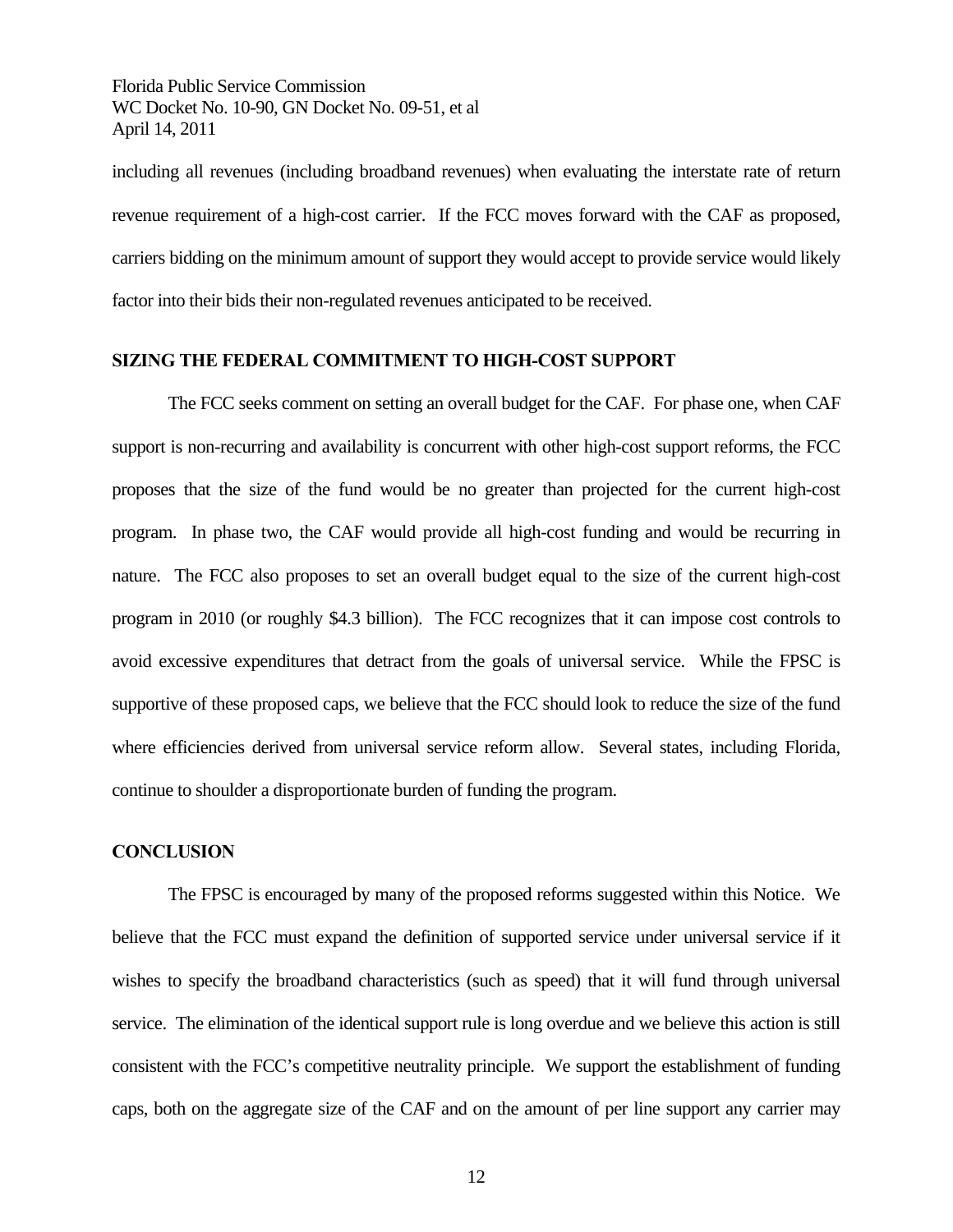including all revenues (including broadband revenues) when evaluating the interstate rate of return revenue requirement of a high-cost carrier. If the FCC moves forward with the CAF as proposed, carriers bidding on the minimum amount of support they would accept to provide service would likely factor into their bids their non-regulated revenues anticipated to be received.

## SIZING THE FEDERAL COMMITMENT TO HIGH-COST SUPPORT

The FCC seeks comment on setting an overall budget for the CAF. For phase one, when CAF support is non-recurring and availability is concurrent with other high-cost support reforms, the FCC proposes that the size of the fund would be no greater than projected for the current high-cost program. In phase two, the CAF would provide all high-cost funding and would be recurring in nature. The FCC also proposes to set an overall budget equal to the size of the current high-cost program in 2010 (or roughly $4.3 billion). The FCC recognizes that it can impose cost controls to avoid excessive expenditures that detract from the goals of universal service. While the FPSC is supportive of these proposed caps, we believe that the FCC should look to reduce the size of the fund where efficiencies derived from universal service reform allow. Several states, including Florida, continue to shoulder a disproportionate burden of funding the program.

## CONCLUSION

The FPSC is encouraged by many of the proposed reforms suggested within this Notice. We believe that the FCC must expand the definition of supported service under universal service if it wishes to specify the broadband characteristics (such as speed) that it will fund through universal service. The elimination of the identical support rule is long overdue and we believe this action is still consistent with the FCC's competitive neutrality principle. We support the establishment of funding caps, both on the aggregate size of the CAF and on the amount of per line support any carrier may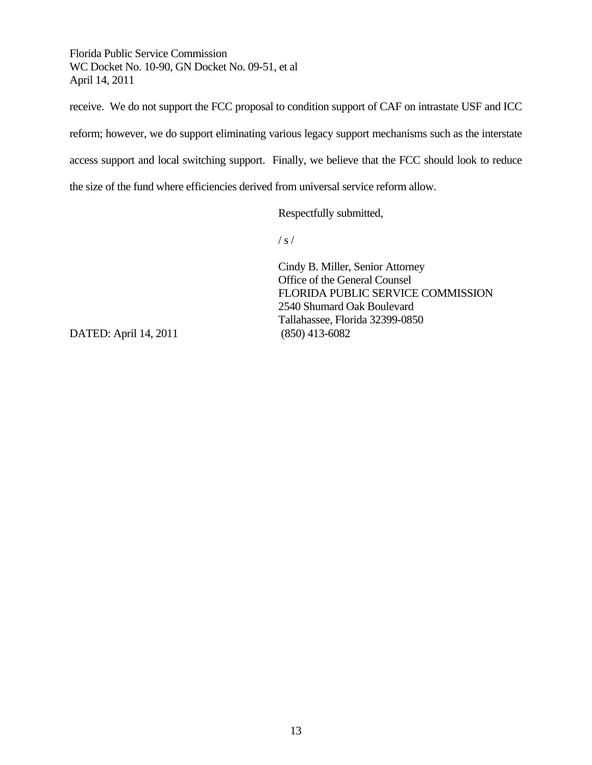receive. We do not support the FCC proposal to condition support of CAF on intrastate USF and ICC reform; however, we do support eliminating various legacy support mechanisms such as the interstate access support and local switching support. Finally, we believe that the FCC should look to reduce the size of the fund where efficiencies derived from universal service reform allow.

Respectfully submitted,

/ s /

Cindy B. Miller, Senior Attorney
Office of the General Counsel
FLORIDA PUBLIC SERVICE COMMISSION
2540 Shumard Oak Boulevard
Tallahassee, Florida 32399-0850
(850) 413-6082

DATED: April 14, 2011